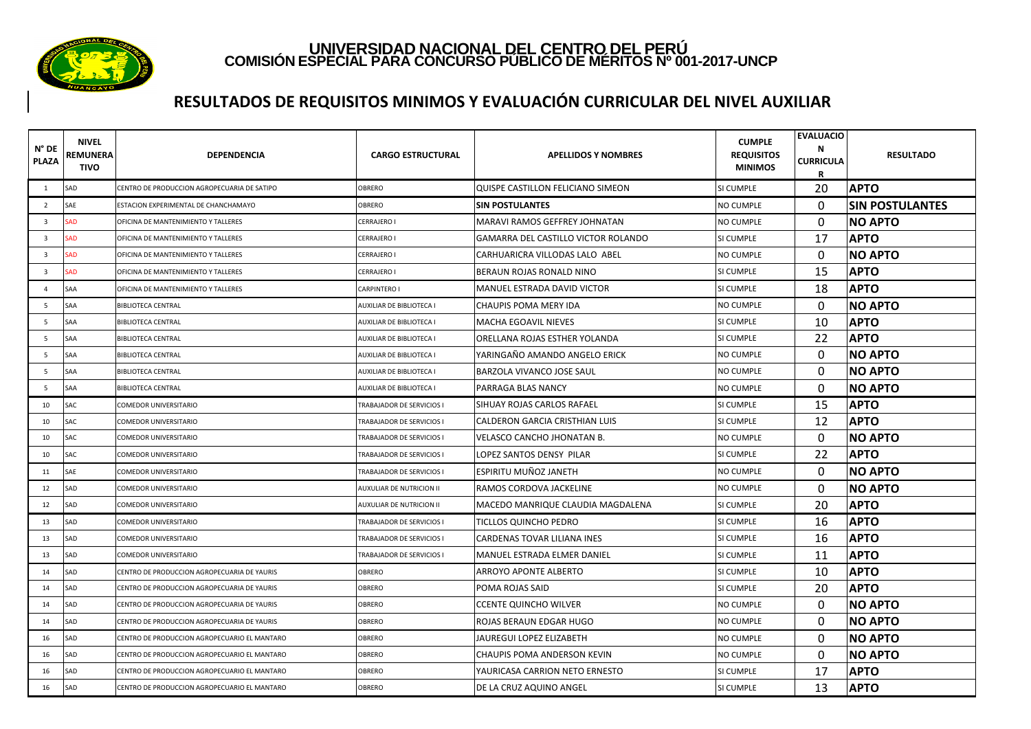# UNIVERSIDAD NACIONAL DEL CENTRO DEL PERÚ
## COMISIÓN ESPECIAL PARA CONCURSO PÚBLICO DE MÉRITOS Nº 001-2017-UNCP

## RESULTADOS DE REQUISITOS MINIMOS Y EVALUACIÓN CURRICULAR DEL NIVEL AUXILIAR

| N° DE PLAZA | NIVEL REMUNERATIVO | DEPENDENCIA | CARGO ESTRUCTURAL | APELLIDOS Y NOMBRES | CUMPLE REQUISITOS MINIMOS | EVALUACION CURRICULAR | RESULTADO |
|---|---|---|---|---|---|---|---|
| 1 | SAD | CENTRO DE PRODUCCION AGROPECUARIA DE SATIPO | OBRERO | QUISPE CASTILLON FELICIANO SIMEON | SI CUMPLE | 20 | **APTO** |
| 2 | SAE | ESTACION EXPERIMENTAL DE CHANCHAMAYO | OBRERO | **SIN POSTULANTES** | NO CUMPLE | 0 | **SIN POSTULANTES** |
| 3 | SAD | OFICINA DE MANTENIMIENTO Y TALLERES | CERRAJERO I | MARAVI RAMOS GEFFREY JOHNATAN | NO CUMPLE | 0 | **NO APTO** |
| 3 | SAD | OFICINA DE MANTENIMIENTO Y TALLERES | CERRAJERO I | GAMARRA DEL CASTILLO VICTOR ROLANDO | SI CUMPLE | 17 | **APTO** |
| 3 | SAD | OFICINA DE MANTENIMIENTO Y TALLERES | CERRAJERO I | CARHUARICRA VILLODAS LALO ABEL | NO CUMPLE | 0 | **NO APTO** |
| 3 | SAD | OFICINA DE MANTENIMIENTO Y TALLERES | CERRAJERO I | BERAUN ROJAS RONALD NINO | SI CUMPLE | 15 | **APTO** |
| 4 | SAA | OFICINA DE MANTENIMIENTO Y TALLERES | CARPINTERO I | MANUEL ESTRADA DAVID VICTOR | SI CUMPLE | 18 | **APTO** |
| 5 | SAA | BIBLIOTECA CENTRAL | AUXILIAR DE BIBLIOTECA I | CHAUPIS POMA MERY IDA | NO CUMPLE | 0 | **NO APTO** |
| 5 | SAA | BIBLIOTECA CENTRAL | AUXILIAR DE BIBLIOTECA I | MACHA EGOAVIL NIEVES | SI CUMPLE | 10 | **APTO** |
| 5 | SAA | BIBLIOTECA CENTRAL | AUXILIAR DE BIBLIOTECA I | ORELLANA ROJAS ESTHER YOLANDA | SI CUMPLE | 22 | **APTO** |
| 5 | SAA | BIBLIOTECA CENTRAL | AUXILIAR DE BIBLIOTECA I | YARINGAÑO AMANDO ANGELO ERICK | NO CUMPLE | 0 | **NO APTO** |
| 5 | SAA | BIBLIOTECA CENTRAL | AUXILIAR DE BIBLIOTECA I | BARZOLA VIVANCO JOSE SAUL | NO CUMPLE | 0 | **NO APTO** |
| 5 | SAA | BIBLIOTECA CENTRAL | AUXILIAR DE BIBLIOTECA I | PARRAGA BLAS NANCY | NO CUMPLE | 0 | **NO APTO** |
| 10 | SAC | COMEDOR UNIVERSITARIO | TRABAJADOR DE SERVICIOS I | SIHUAY ROJAS CARLOS RAFAEL | SI CUMPLE | 15 | **APTO** |
| 10 | SAC | COMEDOR UNIVERSITARIO | TRABAJADOR DE SERVICIOS I | CALDERON GARCIA CRISTHIAN LUIS | SI CUMPLE | 12 | **APTO** |
| 10 | SAC | COMEDOR UNIVERSITARIO | TRABAJADOR DE SERVICIOS I | VELASCO CANCHO JHONATAN B. | NO CUMPLE | 0 | **NO APTO** |
| 10 | SAC | COMEDOR UNIVERSITARIO | TRABAJADOR DE SERVICIOS I | LOPEZ SANTOS DENSY PILAR | SI CUMPLE | 22 | **APTO** |
| 11 | SAE | COMEDOR UNIVERSITARIO | TRABAJADOR DE SERVICIOS I | ESPIRITU MUÑOZ JANETH | NO CUMPLE | 0 | **NO APTO** |
| 12 | SAD | COMEDOR UNIVERSITARIO | AUXULIAR DE NUTRICION II | RAMOS CORDOVA JACKELINE | NO CUMPLE | 0 | **NO APTO** |
| 12 | SAD | COMEDOR UNIVERSITARIO | AUXULIAR DE NUTRICION II | MACEDO MANRIQUE CLAUDIA MAGDALENA | SI CUMPLE | 20 | **APTO** |
| 13 | SAD | COMEDOR UNIVERSITARIO | TRABAJADOR DE SERVICIOS I | TICLLOS QUINCHO PEDRO | SI CUMPLE | 16 | **APTO** |
| 13 | SAD | COMEDOR UNIVERSITARIO | TRABAJADOR DE SERVICIOS I | CARDENAS TOVAR LILIANA INES | SI CUMPLE | 16 | **APTO** |
| 13 | SAD | COMEDOR UNIVERSITARIO | TRABAJADOR DE SERVICIOS I | MANUEL ESTRADA ELMER DANIEL | SI CUMPLE | 11 | **APTO** |
| 14 | SAD | CENTRO DE PRODUCCION AGROPECUARIA DE YAURIS | OBRERO | ARROYO APONTE ALBERTO | SI CUMPLE | 10 | **APTO** |
| 14 | SAD | CENTRO DE PRODUCCION AGROPECUARIA DE YAURIS | OBRERO | POMA ROJAS SAID | SI CUMPLE | 20 | **APTO** |
| 14 | SAD | CENTRO DE PRODUCCION AGROPECUARIA DE YAURIS | OBRERO | CCENTE QUINCHO WILVER | NO CUMPLE | 0 | **NO APTO** |
| 14 | SAD | CENTRO DE PRODUCCION AGROPECUARIA DE YAURIS | OBRERO | ROJAS BERAUN EDGAR HUGO | NO CUMPLE | 0 | **NO APTO** |
| 16 | SAD | CENTRO DE PRODUCCION AGROPECUARIO EL MANTARO | OBRERO | JAUREGUI LOPEZ ELIZABETH | NO CUMPLE | 0 | **NO APTO** |
| 16 | SAD | CENTRO DE PRODUCCION AGROPECUARIO EL MANTARO | OBRERO | CHAUPIS POMA ANDERSON KEVIN | NO CUMPLE | 0 | **NO APTO** |
| 16 | SAD | CENTRO DE PRODUCCION AGROPECUARIO EL MANTARO | OBRERO | YAURICASA CARRION NETO ERNESTO | SI CUMPLE | 17 | **APTO** |
| 16 | SAD | CENTRO DE PRODUCCION AGROPECUARIO EL MANTARO | OBRERO | DE LA CRUZ AQUINO ANGEL | SI CUMPLE | 13 | **APTO** |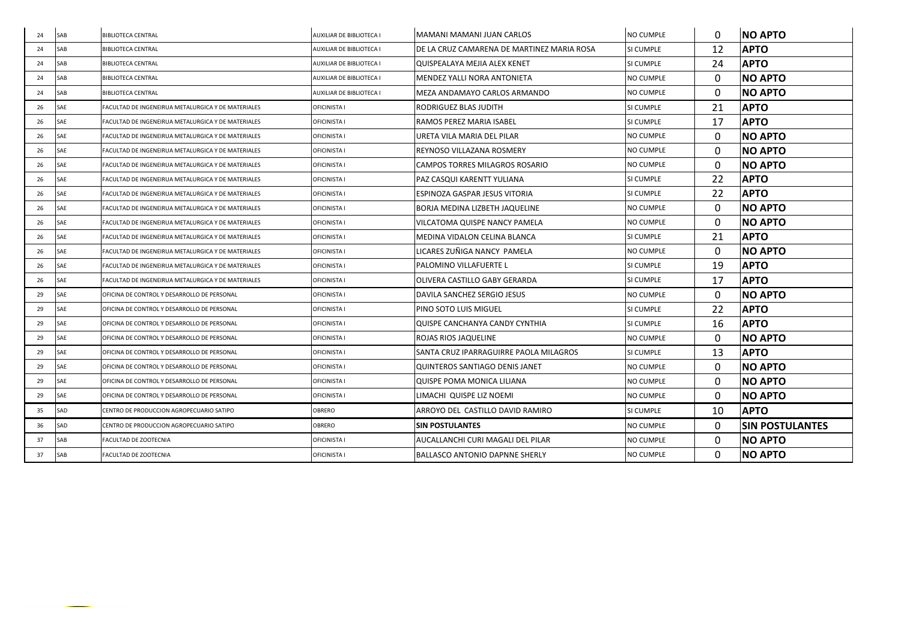| | | | | | | | |
|---|---|---|---|---|---|---|---|
| 24 | SAB | BIBLIOTECA CENTRAL | AUXILIAR DE BIBLIOTECA I | MAMANI MAMANI JUAN CARLOS | NO CUMPLE | 0 | **NO APTO** |
| 24 | SAB | BIBLIOTECA CENTRAL | AUXILIAR DE BIBLIOTECA I | DE LA CRUZ CAMARENA DE MARTINEZ MARIA ROSA | SI CUMPLE | 12 | **APTO** |
| 24 | SAB | BIBLIOTECA CENTRAL | AUXILIAR DE BIBLIOTECA I | QUISPEALAYA MEJIA ALEX KENET | SI CUMPLE | 24 | **APTO** |
| 24 | SAB | BIBLIOTECA CENTRAL | AUXILIAR DE BIBLIOTECA I | MENDEZ YALLI NORA ANTONIETA | NO CUMPLE | 0 | **NO APTO** |
| 24 | SAB | BIBLIOTECA CENTRAL | AUXILIAR DE BIBLIOTECA I | MEZA ANDAMAYO CARLOS ARMANDO | NO CUMPLE | 0 | **NO APTO** |
| 26 | SAE | FACULTAD DE INGENEIRUA METALURGICA Y DE MATERIALES | OFICINISTA I | RODRIGUEZ BLAS JUDITH | SI CUMPLE | 21 | **APTO** |
| 26 | SAE | FACULTAD DE INGENEIRUA METALURGICA Y DE MATERIALES | OFICINISTA I | RAMOS PEREZ MARIA ISABEL | SI CUMPLE | 17 | **APTO** |
| 26 | SAE | FACULTAD DE INGENEIRUA METALURGICA Y DE MATERIALES | OFICINISTA I | URETA VILA MARIA DEL PILAR | NO CUMPLE | 0 | **NO APTO** |
| 26 | SAE | FACULTAD DE INGENEIRUA METALURGICA Y DE MATERIALES | OFICINISTA I | REYNOSO VILLAZANA ROSMERY | NO CUMPLE | 0 | **NO APTO** |
| 26 | SAE | FACULTAD DE INGENEIRUA METALURGICA Y DE MATERIALES | OFICINISTA I | CAMPOS TORRES MILAGROS ROSARIO | NO CUMPLE | 0 | **NO APTO** |
| 26 | SAE | FACULTAD DE INGENEIRUA METALURGICA Y DE MATERIALES | OFICINISTA I | PAZ CASQUI KARENTT YULIANA | SI CUMPLE | 22 | **APTO** |
| 26 | SAE | FACULTAD DE INGENEIRUA METALURGICA Y DE MATERIALES | OFICINISTA I | ESPINOZA GASPAR JESUS VITORIA | SI CUMPLE | 22 | **APTO** |
| 26 | SAE | FACULTAD DE INGENEIRUA METALURGICA Y DE MATERIALES | OFICINISTA I | BORJA MEDINA LIZBETH JAQUELINE | NO CUMPLE | 0 | **NO APTO** |
| 26 | SAE | FACULTAD DE INGENEIRUA METALURGICA Y DE MATERIALES | OFICINISTA I | VILCATOMA QUISPE NANCY PAMELA | NO CUMPLE | 0 | **NO APTO** |
| 26 | SAE | FACULTAD DE INGENEIRUA METALURGICA Y DE MATERIALES | OFICINISTA I | MEDINA VIDALON CELINA BLANCA | SI CUMPLE | 21 | **APTO** |
| 26 | SAE | FACULTAD DE INGENEIRUA METALURGICA Y DE MATERIALES | OFICINISTA I | LICARES ZUÑIGA NANCY PAMELA | NO CUMPLE | 0 | **NO APTO** |
| 26 | SAE | FACULTAD DE INGENEIRUA METALURGICA Y DE MATERIALES | OFICINISTA I | PALOMINO VILLAFUERTE L | SI CUMPLE | 19 | **APTO** |
| 26 | SAE | FACULTAD DE INGENEIRUA METALURGICA Y DE MATERIALES | OFICINISTA I | OLIVERA CASTILLO GABY GERARDA | SI CUMPLE | 17 | **APTO** |
| 29 | SAE | OFICINA DE CONTROL Y DESARROLLO DE PERSONAL | OFICINISTA I | DAVILA SANCHEZ SERGIO JESUS | NO CUMPLE | 0 | **NO APTO** |
| 29 | SAE | OFICINA DE CONTROL Y DESARROLLO DE PERSONAL | OFICINISTA I | PINO SOTO LUIS MIGUEL | SI CUMPLE | 22 | **APTO** |
| 29 | SAE | OFICINA DE CONTROL Y DESARROLLO DE PERSONAL | OFICINISTA I | QUISPE CANCHANYA CANDY CYNTHIA | SI CUMPLE | 16 | **APTO** |
| 29 | SAE | OFICINA DE CONTROL Y DESARROLLO DE PERSONAL | OFICINISTA I | ROJAS RIOS JAQUELINE | NO CUMPLE | 0 | **NO APTO** |
| 29 | SAE | OFICINA DE CONTROL Y DESARROLLO DE PERSONAL | OFICINISTA I | SANTA CRUZ IPARRAGUIRRE PAOLA MILAGROS | SI CUMPLE | 13 | **APTO** |
| 29 | SAE | OFICINA DE CONTROL Y DESARROLLO DE PERSONAL | OFICINISTA I | QUINTEROS SANTIAGO DENIS JANET | NO CUMPLE | 0 | **NO APTO** |
| 29 | SAE | OFICINA DE CONTROL Y DESARROLLO DE PERSONAL | OFICINISTA I | QUISPE POMA MONICA LILIANA | NO CUMPLE | 0 | **NO APTO** |
| 29 | SAE | OFICINA DE CONTROL Y DESARROLLO DE PERSONAL | OFICINISTA I | LIMACHI QUISPE LIZ NOEMI | NO CUMPLE | 0 | **NO APTO** |
| 35 | SAD | CENTRO DE PRODUCCION AGROPECUARIO SATIPO | OBRERO | ARROYO DEL CASTILLO DAVID RAMIRO | SI CUMPLE | 10 | **APTO** |
| 36 | SAD | CENTRO DE PRODUCCION AGROPECUARIO SATIPO | OBRERO | **SIN POSTULANTES** | NO CUMPLE | 0 | **SIN POSTULANTES** |
| 37 | SAB | FACULTAD DE ZOOTECNIA | OFICINISTA I | AUCALLANCHI CURI MAGALI DEL PILAR | NO CUMPLE | 0 | **NO APTO** |
| 37 | SAB | FACULTAD DE ZOOTECNIA | OFICINISTA I | BALLASCO ANTONIO DAPNNE SHERLY | NO CUMPLE | 0 | **NO APTO** |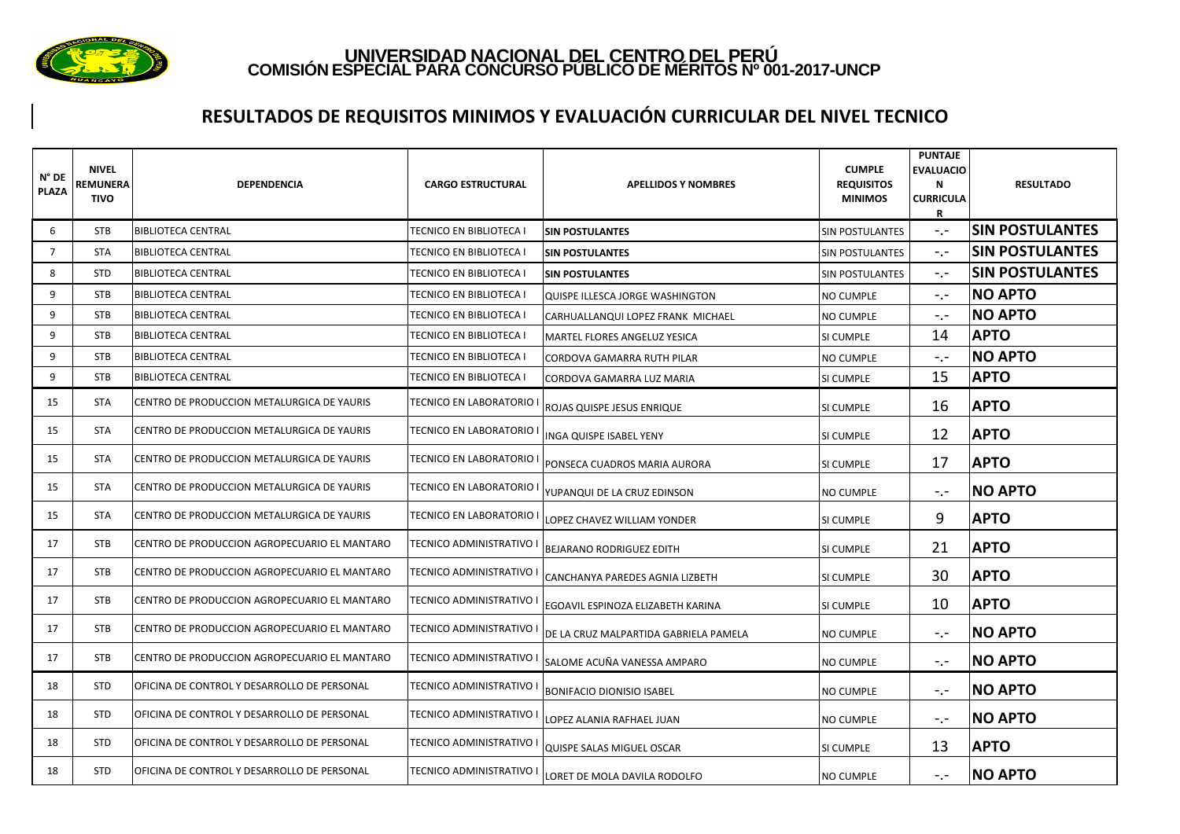## UNIVERSIDAD NACIONAL DEL CENTRO DEL PERÚ
### COMISIÓN ESPECIAL PARA CONCURSO PÚBLICO DE MÉRITOS Nº 001-2017-UNCP

# RESULTADOS DE REQUISITOS MINIMOS Y EVALUACIÓN CURRICULAR DEL NIVEL TECNICO

| N° DE PLAZA | NIVEL REMUNERATIVO | DEPENDENCIA | CARGO ESTRUCTURAL | APELLIDOS Y NOMBRES | CUMPLE REQUISITOS MINIMOS | PUNTAJE EVALUACION CURRICULAR | RESULTADO |
|---|---|---|---|---|---|---|---|
| 6 | STB | BIBLIOTECA CENTRAL | TECNICO EN BIBLIOTECA I | **SIN POSTULANTES** | SIN POSTULANTES | -.- | **SIN POSTULANTES** |
| 7 | STA | BIBLIOTECA CENTRAL | TECNICO EN BIBLIOTECA I | **SIN POSTULANTES** | SIN POSTULANTES | -.- | **SIN POSTULANTES** |
| 8 | STD | BIBLIOTECA CENTRAL | TECNICO EN BIBLIOTECA I | **SIN POSTULANTES** | SIN POSTULANTES | -.- | **SIN POSTULANTES** |
| 9 | STB | BIBLIOTECA CENTRAL | TECNICO EN BIBLIOTECA I | QUISPE ILLESCA JORGE WASHINGTON | NO CUMPLE | -.- | **NO APTO** |
| 9 | STB | BIBLIOTECA CENTRAL | TECNICO EN BIBLIOTECA I | CARHUALLANQUI LOPEZ FRANK MICHAEL | NO CUMPLE | -.- | **NO APTO** |
| 9 | STB | BIBLIOTECA CENTRAL | TECNICO EN BIBLIOTECA I | MARTEL FLORES ANGELUZ YESICA | SI CUMPLE | 14 | **APTO** |
| 9 | STB | BIBLIOTECA CENTRAL | TECNICO EN BIBLIOTECA I | CORDOVA GAMARRA RUTH PILAR | NO CUMPLE | -.- | **NO APTO** |
| 9 | STB | BIBLIOTECA CENTRAL | TECNICO EN BIBLIOTECA I | CORDOVA GAMARRA LUZ MARIA | SI CUMPLE | 15 | **APTO** |
| 15 | STA | CENTRO DE PRODUCCION METALURGICA DE YAURIS | TECNICO EN LABORATORIO I | ROJAS QUISPE JESUS ENRIQUE | SI CUMPLE | 16 | **APTO** |
| 15 | STA | CENTRO DE PRODUCCION METALURGICA DE YAURIS | TECNICO EN LABORATORIO I | INGA QUISPE ISABEL YENY | SI CUMPLE | 12 | **APTO** |
| 15 | STA | CENTRO DE PRODUCCION METALURGICA DE YAURIS | TECNICO EN LABORATORIO I | PONSECA CUADROS MARIA AURORA | SI CUMPLE | 17 | **APTO** |
| 15 | STA | CENTRO DE PRODUCCION METALURGICA DE YAURIS | TECNICO EN LABORATORIO I | YUPANQUI DE LA CRUZ EDINSON | NO CUMPLE | -.- | **NO APTO** |
| 15 | STA | CENTRO DE PRODUCCION METALURGICA DE YAURIS | TECNICO EN LABORATORIO I | LOPEZ CHAVEZ WILLIAM YONDER | SI CUMPLE | 9 | **APTO** |
| 17 | STB | CENTRO DE PRODUCCION AGROPECUARIO EL MANTARO | TECNICO ADMINISTRATIVO I | BEJARANO RODRIGUEZ EDITH | SI CUMPLE | 21 | **APTO** |
| 17 | STB | CENTRO DE PRODUCCION AGROPECUARIO EL MANTARO | TECNICO ADMINISTRATIVO I | CANCHANYA PAREDES AGNIA LIZBETH | SI CUMPLE | 30 | **APTO** |
| 17 | STB | CENTRO DE PRODUCCION AGROPECUARIO EL MANTARO | TECNICO ADMINISTRATIVO I | EGOAVIL ESPINOZA ELIZABETH KARINA | SI CUMPLE | 10 | **APTO** |
| 17 | STB | CENTRO DE PRODUCCION AGROPECUARIO EL MANTARO | TECNICO ADMINISTRATIVO I | DE LA CRUZ MALPARTIDA GABRIELA PAMELA | NO CUMPLE | -.- | **NO APTO** |
| 17 | STB | CENTRO DE PRODUCCION AGROPECUARIO EL MANTARO | TECNICO ADMINISTRATIVO I | SALOME ACUÑA VANESSA AMPARO | NO CUMPLE | -.- | **NO APTO** |
| 18 | STD | OFICINA DE CONTROL Y DESARROLLO DE PERSONAL | TECNICO ADMINISTRATIVO I | BONIFACIO DIONISIO ISABEL | NO CUMPLE | -.- | **NO APTO** |
| 18 | STD | OFICINA DE CONTROL Y DESARROLLO DE PERSONAL | TECNICO ADMINISTRATIVO I | LOPEZ ALANIA RAFHAEL JUAN | NO CUMPLE | -.- | **NO APTO** |
| 18 | STD | OFICINA DE CONTROL Y DESARROLLO DE PERSONAL | TECNICO ADMINISTRATIVO I | QUISPE SALAS MIGUEL OSCAR | SI CUMPLE | 13 | **APTO** |
| 18 | STD | OFICINA DE CONTROL Y DESARROLLO DE PERSONAL | TECNICO ADMINISTRATIVO I | LORET DE MOLA DAVILA RODOLFO | NO CUMPLE | -.- | **NO APTO** |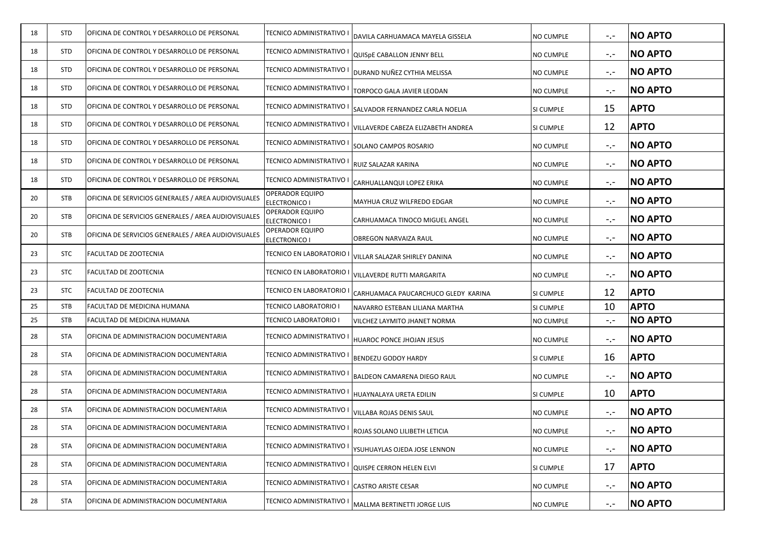| | | | | | | | |
|---|---|---|---|---|---|---|---|
| 18 | STD | OFICINA DE CONTROL Y DESARROLLO DE PERSONAL | TECNICO ADMINISTRATIVO I | DAVILA CARHUAMACA MAYELA GISSELA | NO CUMPLE | -.- | **NO APTO** |
| 18 | STD | OFICINA DE CONTROL Y DESARROLLO DE PERSONAL | TECNICO ADMINISTRATIVO I | QUISpE CABALLON JENNY BELL | NO CUMPLE | -.- | **NO APTO** |
| 18 | STD | OFICINA DE CONTROL Y DESARROLLO DE PERSONAL | TECNICO ADMINISTRATIVO I | DURAND NUÑEZ CYTHIA MELISSA | NO CUMPLE | -.- | **NO APTO** |
| 18 | STD | OFICINA DE CONTROL Y DESARROLLO DE PERSONAL | TECNICO ADMINISTRATIVO I | TORPOCO GALA JAVIER LEODAN | NO CUMPLE | -.- | **NO APTO** |
| 18 | STD | OFICINA DE CONTROL Y DESARROLLO DE PERSONAL | TECNICO ADMINISTRATIVO I | SALVADOR FERNANDEZ CARLA NOELIA | SI CUMPLE | 15 | **APTO** |
| 18 | STD | OFICINA DE CONTROL Y DESARROLLO DE PERSONAL | TECNICO ADMINISTRATIVO I | VILLAVERDE CABEZA ELIZABETH ANDREA | SI CUMPLE | 12 | **APTO** |
| 18 | STD | OFICINA DE CONTROL Y DESARROLLO DE PERSONAL | TECNICO ADMINISTRATIVO I | SOLANO CAMPOS ROSARIO | NO CUMPLE | -.- | **NO APTO** |
| 18 | STD | OFICINA DE CONTROL Y DESARROLLO DE PERSONAL | TECNICO ADMINISTRATIVO I | RUIZ SALAZAR KARINA | NO CUMPLE | -.- | **NO APTO** |
| 18 | STD | OFICINA DE CONTROL Y DESARROLLO DE PERSONAL | TECNICO ADMINISTRATIVO I | CARHUALLANQUI LOPEZ ERIKA | NO CUMPLE | -.- | **NO APTO** |
| 20 | STB | OFICINA DE SERVICIOS GENERALES / AREA AUDIOVISUALES | OPERADOR EQUIPO ELECTRONICO I | MAYHUA CRUZ WILFREDO EDGAR | NO CUMPLE | -.- | **NO APTO** |
| 20 | STB | OFICINA DE SERVICIOS GENERALES / AREA AUDIOVISUALES | OPERADOR EQUIPO ELECTRONICO I | CARHUAMACA TINOCO MIGUEL ANGEL | NO CUMPLE | -.- | **NO APTO** |
| 20 | STB | OFICINA DE SERVICIOS GENERALES / AREA AUDIOVISUALES | OPERADOR EQUIPO ELECTRONICO I | OBREGON NARVAIZA RAUL | NO CUMPLE | -.- | **NO APTO** |
| 23 | STC | FACULTAD DE ZOOTECNIA | TECNICO EN LABORATORIO I | VILLAR SALAZAR SHIRLEY DANINA | NO CUMPLE | -.- | **NO APTO** |
| 23 | STC | FACULTAD DE ZOOTECNIA | TECNICO EN LABORATORIO I | VILLAVERDE RUTTI MARGARITA | NO CUMPLE | -.- | **NO APTO** |
| 23 | STC | FACULTAD DE ZOOTECNIA | TECNICO EN LABORATORIO I | CARHUAMACA PAUCARCHUCO GLEDY KARINA | SI CUMPLE | 12 | **APTO** |
| 25 | STB | FACULTAD DE MEDICINA HUMANA | TECNICO LABORATORIO I | NAVARRO ESTEBAN LILIANA MARTHA | SI CUMPLE | 10 | **APTO** |
| 25 | STB | FACULTAD DE MEDICINA HUMANA | TECNICO LABORATORIO I | VILCHEZ LAYMITO JHANET NORMA | NO CUMPLE | -.- | **NO APTO** |
| 28 | STA | OFICINA DE ADMINISTRACION DOCUMENTARIA | TECNICO ADMINISTRATIVO I | HUAROC PONCE JHOJAN JESUS | NO CUMPLE | -.- | **NO APTO** |
| 28 | STA | OFICINA DE ADMINISTRACION DOCUMENTARIA | TECNICO ADMINISTRATIVO I | BENDEZU GODOY HARDY | SI CUMPLE | 16 | **APTO** |
| 28 | STA | OFICINA DE ADMINISTRACION DOCUMENTARIA | TECNICO ADMINISTRATIVO I | BALDEON CAMARENA DIEGO RAUL | NO CUMPLE | -.- | **NO APTO** |
| 28 | STA | OFICINA DE ADMINISTRACION DOCUMENTARIA | TECNICO ADMINISTRATIVO I | HUAYNALAYA URETA EDILIN | SI CUMPLE | 10 | **APTO** |
| 28 | STA | OFICINA DE ADMINISTRACION DOCUMENTARIA | TECNICO ADMINISTRATIVO I | VILLABA ROJAS DENIS SAUL | NO CUMPLE | -.- | **NO APTO** |
| 28 | STA | OFICINA DE ADMINISTRACION DOCUMENTARIA | TECNICO ADMINISTRATIVO I | ROJAS SOLANO LILIBETH LETICIA | NO CUMPLE | -.- | **NO APTO** |
| 28 | STA | OFICINA DE ADMINISTRACION DOCUMENTARIA | TECNICO ADMINISTRATIVO I | YSUHUAYLAS OJEDA JOSE LENNON | NO CUMPLE | -.- | **NO APTO** |
| 28 | STA | OFICINA DE ADMINISTRACION DOCUMENTARIA | TECNICO ADMINISTRATIVO I | QUISPE CERRON HELEN ELVI | SI CUMPLE | 17 | **APTO** |
| 28 | STA | OFICINA DE ADMINISTRACION DOCUMENTARIA | TECNICO ADMINISTRATIVO I | CASTRO ARISTE CESAR | NO CUMPLE | -.- | **NO APTO** |
| 28 | STA | OFICINA DE ADMINISTRACION DOCUMENTARIA | TECNICO ADMINISTRATIVO I | MALLMA BERTINETTI JORGE LUIS | NO CUMPLE | -.- | **NO APTO** |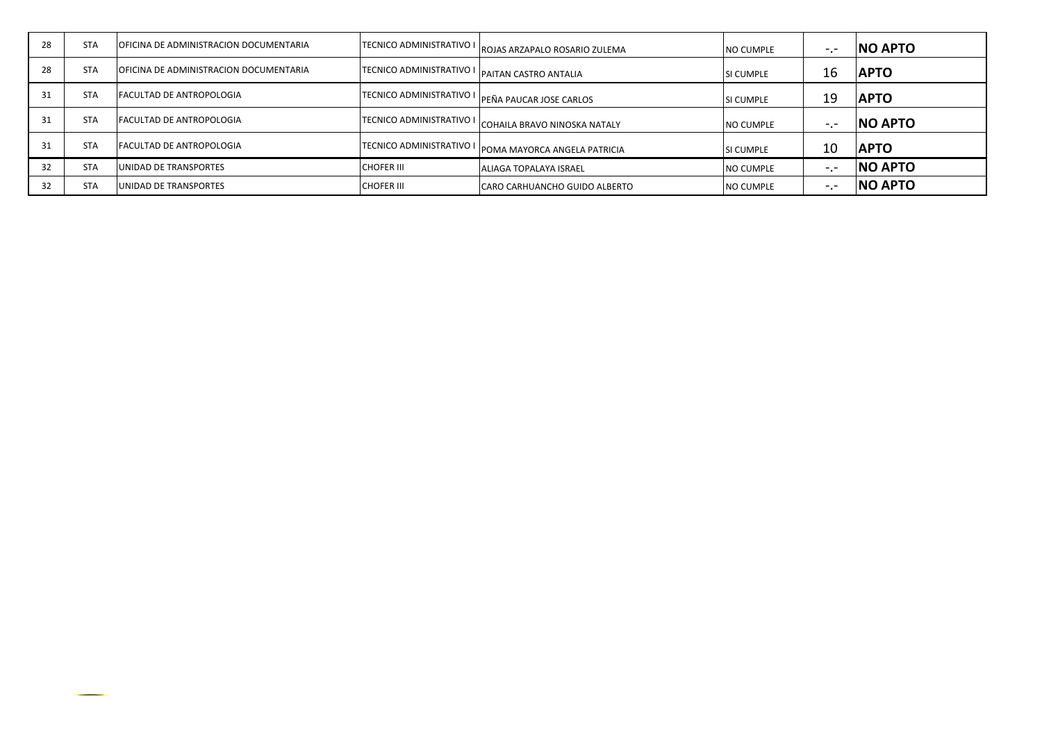| | | | | | | | |
|---|---|---|---|---|---|---|---|
| 28 | STA | OFICINA DE ADMINISTRACION DOCUMENTARIA | TECNICO ADMINISTRATIVO I | ROJAS ARZAPALO ROSARIO ZULEMA | NO CUMPLE | -.- | **NO APTO** |
| 28 | STA | OFICINA DE ADMINISTRACION DOCUMENTARIA | TECNICO ADMINISTRATIVO I | PAITAN CASTRO ANTALIA | SI CUMPLE | 16 | **APTO** |
| 31 | STA | FACULTAD DE ANTROPOLOGIA | TECNICO ADMINISTRATIVO I | PEÑA PAUCAR JOSE CARLOS | SI CUMPLE | 19 | **APTO** |
| 31 | STA | FACULTAD DE ANTROPOLOGIA | TECNICO ADMINISTRATIVO I | COHAILA BRAVO NINOSKA NATALY | NO CUMPLE | -.- | **NO APTO** |
| 31 | STA | FACULTAD DE ANTROPOLOGIA | TECNICO ADMINISTRATIVO I | POMA MAYORCA ANGELA PATRICIA | SI CUMPLE | 10 | **APTO** |
| 32 | STA | UNIDAD DE TRANSPORTES | CHOFER III | ALIAGA TOPALAYA ISRAEL | NO CUMPLE | -.- | **NO APTO** |
| 32 | STA | UNIDAD DE TRANSPORTES | CHOFER III | CARO CARHUANCHO GUIDO ALBERTO | NO CUMPLE | -.- | **NO APTO** |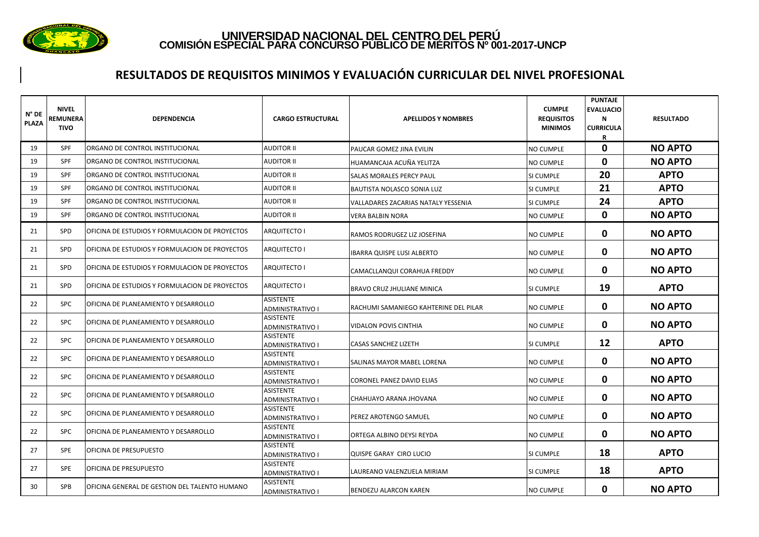# UNIVERSIDAD NACIONAL DEL CENTRO DEL PERÚ
## COMISIÓN ESPECIAL PARA CONCURSO PÚBLICO DE MÉRITOS Nº 001-2017-UNCP

## RESULTADOS DE REQUISITOS MINIMOS Y EVALUACIÓN CURRICULAR DEL NIVEL PROFESIONAL

| N° DE PLAZA | NIVEL REMUNERATIVO | DEPENDENCIA | CARGO ESTRUCTURAL | APELLIDOS Y NOMBRES | CUMPLE REQUISITOS MINIMOS | PUNTAJE EVALUACION CURRICULAR | RESULTADO |
|---|---|---|---|---|---|---|---|
| 19 | SPF | ORGANO DE CONTROL INSTITUCIONAL | AUDITOR II | PAUCAR GOMEZ JINA EVILIN | NO CUMPLE | **0** | **NO APTO** |
| 19 | SPF | ORGANO DE CONTROL INSTITUCIONAL | AUDITOR II | HUAMANCAJA ACUÑA YELITZA | NO CUMPLE | **0** | **NO APTO** |
| 19 | SPF | ORGANO DE CONTROL INSTITUCIONAL | AUDITOR II | SALAS MORALES PERCY PAUL | SI CUMPLE | **20** | **APTO** |
| 19 | SPF | ORGANO DE CONTROL INSTITUCIONAL | AUDITOR II | BAUTISTA NOLASCO SONIA LUZ | SI CUMPLE | **21** | **APTO** |
| 19 | SPF | ORGANO DE CONTROL INSTITUCIONAL | AUDITOR II | VALLADARES ZACARIAS NATALY YESSENIA | SI CUMPLE | **24** | **APTO** |
| 19 | SPF | ORGANO DE CONTROL INSTITUCIONAL | AUDITOR II | VERA BALBIN NORA | NO CUMPLE | **0** | **NO APTO** |
| 21 | SPD | OFICINA DE ESTUDIOS Y FORMULACION DE PROYECTOS | ARQUITECTO I | RAMOS RODRUGEZ LIZ JOSEFINA | NO CUMPLE | **0** | **NO APTO** |
| 21 | SPD | OFICINA DE ESTUDIOS Y FORMULACION DE PROYECTOS | ARQUITECTO I | IBARRA QUISPE LUSI ALBERTO | NO CUMPLE | **0** | **NO APTO** |
| 21 | SPD | OFICINA DE ESTUDIOS Y FORMULACION DE PROYECTOS | ARQUITECTO I | CAMACLLANQUI CORAHUA FREDDY | NO CUMPLE | **0** | **NO APTO** |
| 21 | SPD | OFICINA DE ESTUDIOS Y FORMULACION DE PROYECTOS | ARQUITECTO I | BRAVO CRUZ JHULIANE MINICA | SI CUMPLE | **19** | **APTO** |
| 22 | SPC | OFICINA DE PLANEAMIENTO Y DESARROLLO | ASISTENTE ADMINISTRATIVO I | RACHUMI SAMANIEGO KAHTERINE DEL PILAR | NO CUMPLE | **0** | **NO APTO** |
| 22 | SPC | OFICINA DE PLANEAMIENTO Y DESARROLLO | ASISTENTE ADMINISTRATIVO I | VIDALON POVIS CINTHIA | NO CUMPLE | **0** | **NO APTO** |
| 22 | SPC | OFICINA DE PLANEAMIENTO Y DESARROLLO | ASISTENTE ADMINISTRATIVO I | CASAS SANCHEZ LIZETH | SI CUMPLE | **12** | **APTO** |
| 22 | SPC | OFICINA DE PLANEAMIENTO Y DESARROLLO | ASISTENTE ADMINISTRATIVO I | SALINAS MAYOR MABEL LORENA | NO CUMPLE | **0** | **NO APTO** |
| 22 | SPC | OFICINA DE PLANEAMIENTO Y DESARROLLO | ASISTENTE ADMINISTRATIVO I | CORONEL PANEZ DAVID ELIAS | NO CUMPLE | **0** | **NO APTO** |
| 22 | SPC | OFICINA DE PLANEAMIENTO Y DESARROLLO | ASISTENTE ADMINISTRATIVO I | CHAHUAYO ARANA JHOVANA | NO CUMPLE | **0** | **NO APTO** |
| 22 | SPC | OFICINA DE PLANEAMIENTO Y DESARROLLO | ASISTENTE ADMINISTRATIVO I | PEREZ AROTENGO SAMUEL | NO CUMPLE | **0** | **NO APTO** |
| 22 | SPC | OFICINA DE PLANEAMIENTO Y DESARROLLO | ASISTENTE ADMINISTRATIVO I | ORTEGA ALBINO DEYSI REYDA | NO CUMPLE | **0** | **NO APTO** |
| 27 | SPE | OFICINA DE PRESUPUESTO | ASISTENTE ADMINISTRATIVO I | QUISPE GARAY CIRO LUCIO | SI CUMPLE | **18** | **APTO** |
| 27 | SPE | OFICINA DE PRESUPUESTO | ASISTENTE ADMINISTRATIVO I | LAUREANO VALENZUELA MIRIAM | SI CUMPLE | **18** | **APTO** |
| 30 | SPB | OFICINA GENERAL DE GESTION DEL TALENTO HUMANO | ASISTENTE ADMINISTRATIVO I | BENDEZU ALARCON KAREN | NO CUMPLE | **0** | **NO APTO** |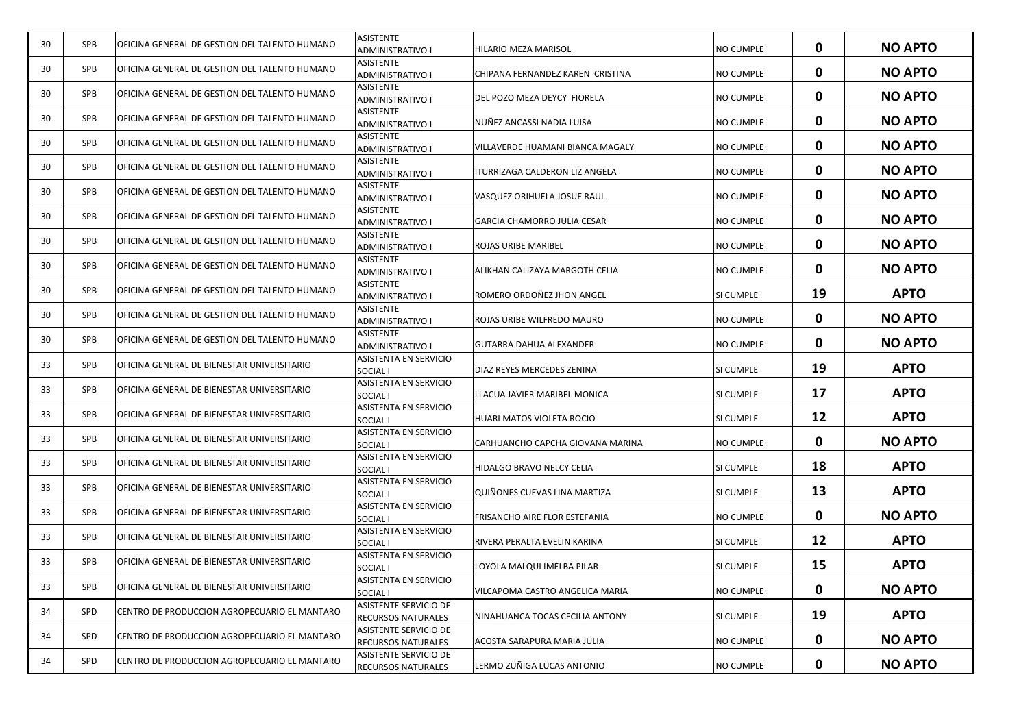| | | | | | | | |
|---|---|---|---|---|---|---|---|
| 30 | SPB | OFICINA GENERAL DE GESTION DEL TALENTO HUMANO | ASISTENTE ADMINISTRATIVO I | HILARIO MEZA MARISOL | NO CUMPLE | **0** | **NO APTO** |
| 30 | SPB | OFICINA GENERAL DE GESTION DEL TALENTO HUMANO | ASISTENTE ADMINISTRATIVO I | CHIPANA FERNANDEZ KAREN CRISTINA | NO CUMPLE | **0** | **NO APTO** |
| 30 | SPB | OFICINA GENERAL DE GESTION DEL TALENTO HUMANO | ASISTENTE ADMINISTRATIVO I | DEL POZO MEZA DEYCY FIORELA | NO CUMPLE | **0** | **NO APTO** |
| 30 | SPB | OFICINA GENERAL DE GESTION DEL TALENTO HUMANO | ASISTENTE ADMINISTRATIVO I | NUÑEZ ANCASSI NADIA LUISA | NO CUMPLE | **0** | **NO APTO** |
| 30 | SPB | OFICINA GENERAL DE GESTION DEL TALENTO HUMANO | ASISTENTE ADMINISTRATIVO I | VILLAVERDE HUAMANI BIANCA MAGALY | NO CUMPLE | **0** | **NO APTO** |
| 30 | SPB | OFICINA GENERAL DE GESTION DEL TALENTO HUMANO | ASISTENTE ADMINISTRATIVO I | ITURRIZAGA CALDERON LIZ ANGELA | NO CUMPLE | **0** | **NO APTO** |
| 30 | SPB | OFICINA GENERAL DE GESTION DEL TALENTO HUMANO | ASISTENTE ADMINISTRATIVO I | VASQUEZ ORIHUELA JOSUE RAUL | NO CUMPLE | **0** | **NO APTO** |
| 30 | SPB | OFICINA GENERAL DE GESTION DEL TALENTO HUMANO | ASISTENTE ADMINISTRATIVO I | GARCIA CHAMORRO JULIA CESAR | NO CUMPLE | **0** | **NO APTO** |
| 30 | SPB | OFICINA GENERAL DE GESTION DEL TALENTO HUMANO | ASISTENTE ADMINISTRATIVO I | ROJAS URIBE MARIBEL | NO CUMPLE | **0** | **NO APTO** |
| 30 | SPB | OFICINA GENERAL DE GESTION DEL TALENTO HUMANO | ASISTENTE ADMINISTRATIVO I | ALIKHAN CALIZAYA MARGOTH CELIA | NO CUMPLE | **0** | **NO APTO** |
| 30 | SPB | OFICINA GENERAL DE GESTION DEL TALENTO HUMANO | ASISTENTE ADMINISTRATIVO I | ROMERO ORDOÑEZ JHON ANGEL | SI CUMPLE | **19** | **APTO** |
| 30 | SPB | OFICINA GENERAL DE GESTION DEL TALENTO HUMANO | ASISTENTE ADMINISTRATIVO I | ROJAS URIBE WILFREDO MAURO | NO CUMPLE | **0** | **NO APTO** |
| 30 | SPB | OFICINA GENERAL DE GESTION DEL TALENTO HUMANO | ASISTENTE ADMINISTRATIVO I | GUTARRA DAHUA ALEXANDER | NO CUMPLE | **0** | **NO APTO** |
| 33 | SPB | OFICINA GENERAL DE BIENESTAR UNIVERSITARIO | ASISTENTA EN SERVICIO SOCIAL I | DIAZ REYES MERCEDES ZENINA | SI CUMPLE | **19** | **APTO** |
| 33 | SPB | OFICINA GENERAL DE BIENESTAR UNIVERSITARIO | ASISTENTA EN SERVICIO SOCIAL I | LLACUA JAVIER MARIBEL MONICA | SI CUMPLE | **17** | **APTO** |
| 33 | SPB | OFICINA GENERAL DE BIENESTAR UNIVERSITARIO | ASISTENTA EN SERVICIO SOCIAL I | HUARI MATOS VIOLETA ROCIO | SI CUMPLE | **12** | **APTO** |
| 33 | SPB | OFICINA GENERAL DE BIENESTAR UNIVERSITARIO | ASISTENTA EN SERVICIO SOCIAL I | CARHUANCHO CAPCHA GIOVANA MARINA | NO CUMPLE | **0** | **NO APTO** |
| 33 | SPB | OFICINA GENERAL DE BIENESTAR UNIVERSITARIO | ASISTENTA EN SERVICIO SOCIAL I | HIDALGO BRAVO NELCY CELIA | SI CUMPLE | **18** | **APTO** |
| 33 | SPB | OFICINA GENERAL DE BIENESTAR UNIVERSITARIO | ASISTENTA EN SERVICIO SOCIAL I | QUIÑONES CUEVAS LINA MARTIZA | SI CUMPLE | **13** | **APTO** |
| 33 | SPB | OFICINA GENERAL DE BIENESTAR UNIVERSITARIO | ASISTENTA EN SERVICIO SOCIAL I | FRISANCHO AIRE FLOR ESTEFANIA | NO CUMPLE | **0** | **NO APTO** |
| 33 | SPB | OFICINA GENERAL DE BIENESTAR UNIVERSITARIO | ASISTENTA EN SERVICIO SOCIAL I | RIVERA PERALTA EVELIN KARINA | SI CUMPLE | **12** | **APTO** |
| 33 | SPB | OFICINA GENERAL DE BIENESTAR UNIVERSITARIO | ASISTENTA EN SERVICIO SOCIAL I | LOYOLA MALQUI IMELBA PILAR | SI CUMPLE | **15** | **APTO** |
| 33 | SPB | OFICINA GENERAL DE BIENESTAR UNIVERSITARIO | ASISTENTA EN SERVICIO SOCIAL I | VILCAPOMA CASTRO ANGELICA MARIA | NO CUMPLE | **0** | **NO APTO** |
| 34 | SPD | CENTRO DE PRODUCCION AGROPECUARIO EL MANTARO | ASISTENTE SERVICIO DE RECURSOS NATURALES | NINAHUANCA TOCAS CECILIA ANTONY | SI CUMPLE | **19** | **APTO** |
| 34 | SPD | CENTRO DE PRODUCCION AGROPECUARIO EL MANTARO | ASISTENTE SERVICIO DE RECURSOS NATURALES | ACOSTA SARAPURA MARIA JULIA | NO CUMPLE | **0** | **NO APTO** |
| 34 | SPD | CENTRO DE PRODUCCION AGROPECUARIO EL MANTARO | ASISTENTE SERVICIO DE RECURSOS NATURALES | LERMO ZUÑIGA LUCAS ANTONIO | NO CUMPLE | **0** | **NO APTO** |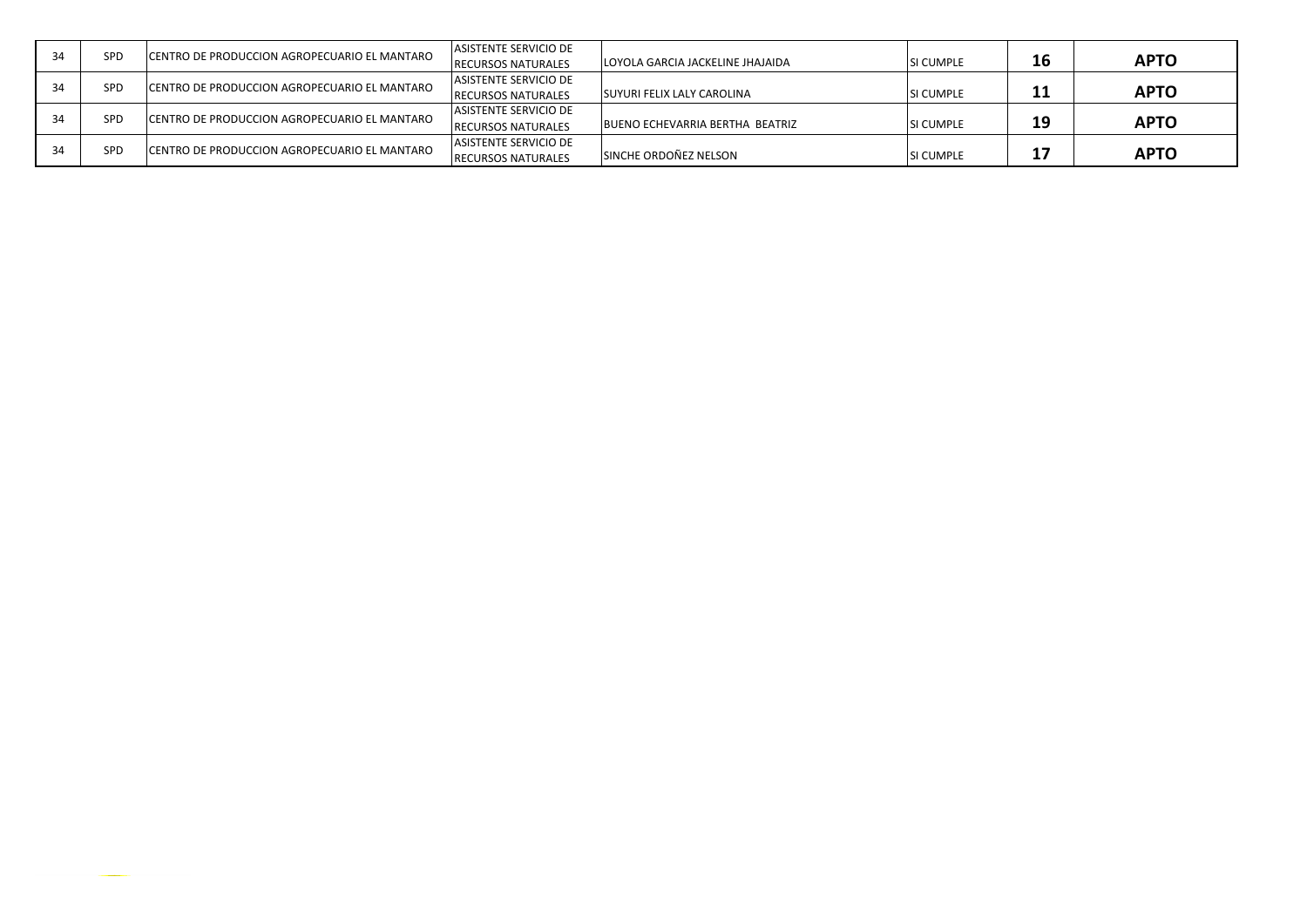| | | | | | | | |
|---|---|---|---|---|---|---|---|
| 34 | SPD | CENTRO DE PRODUCCION AGROPECUARIO EL MANTARO | ASISTENTE SERVICIO DE RECURSOS NATURALES | LOYOLA GARCIA JACKELINE JHAJAIDA | SI CUMPLE | 16 | **APTO** |
| 34 | SPD | CENTRO DE PRODUCCION AGROPECUARIO EL MANTARO | ASISTENTE SERVICIO DE RECURSOS NATURALES | SUYURI FELIX LALY CAROLINA | SI CUMPLE | 11 | **APTO** |
| 34 | SPD | CENTRO DE PRODUCCION AGROPECUARIO EL MANTARO | ASISTENTE SERVICIO DE RECURSOS NATURALES | BUENO ECHEVARRIA BERTHA BEATRIZ | SI CUMPLE | 19 | **APTO** |
| 34 | SPD | CENTRO DE PRODUCCION AGROPECUARIO EL MANTARO | ASISTENTE SERVICIO DE RECURSOS NATURALES | SINCHE ORDOÑEZ NELSON | SI CUMPLE | 17 | **APTO** |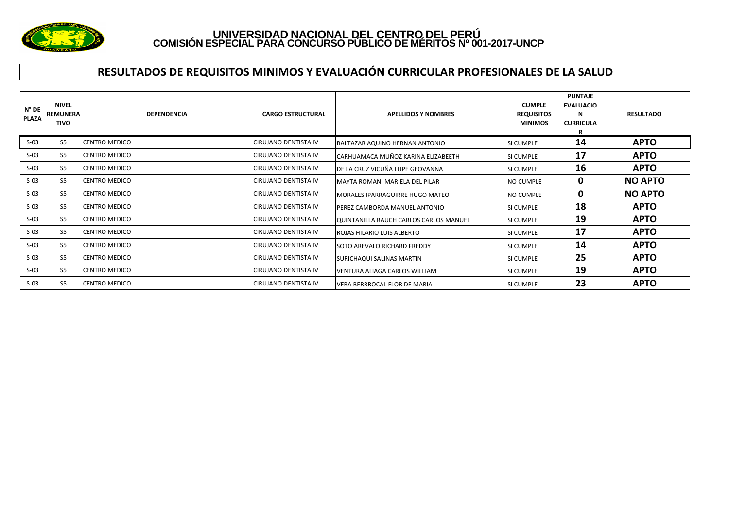# UNIVERSIDAD NACIONAL DEL CENTRO DEL PERÚ
## COMISIÓN ESPECIAL PARA CONCURSO PÚBLICO DE MÉRITOS Nº 001-2017-UNCP

## RESULTADOS DE REQUISITOS MINIMOS Y EVALUACIÓN CURRICULAR PROFESIONALES DE LA SALUD

| N° DE PLAZA | NIVEL REMUNERATIVO | DEPENDENCIA | CARGO ESTRUCTURAL | APELLIDOS Y NOMBRES | CUMPLE REQUISITOS MINIMOS | PUNTAJE EVALUACION CURRICULAR | RESULTADO |
|---|---|---|---|---|---|---|---|
| S-03 | S5 | CENTRO MEDICO | CIRUJANO DENTISTA IV | BALTAZAR AQUINO HERNAN ANTONIO | SI CUMPLE | 14 | **APTO** |
| S-03 | S5 | CENTRO MEDICO | CIRUJANO DENTISTA IV | CARHUAMACA MUÑOZ KARINA ELIZABEETH | SI CUMPLE | 17 | **APTO** |
| S-03 | S5 | CENTRO MEDICO | CIRUJANO DENTISTA IV | DE LA CRUZ VICUÑA LUPE GEOVANNA | SI CUMPLE | 16 | **APTO** |
| S-03 | S5 | CENTRO MEDICO | CIRUJANO DENTISTA IV | MAYTA ROMANI MARIELA DEL PILAR | NO CUMPLE | 0 | **NO APTO** |
| S-03 | S5 | CENTRO MEDICO | CIRUJANO DENTISTA IV | MORALES IPARRAGUIRRE HUGO MATEO | NO CUMPLE | 0 | **NO APTO** |
| S-03 | S5 | CENTRO MEDICO | CIRUJANO DENTISTA IV | PEREZ CAMBORDA MANUEL ANTONIO | SI CUMPLE | 18 | **APTO** |
| S-03 | S5 | CENTRO MEDICO | CIRUJANO DENTISTA IV | QUINTANILLA RAUCH CARLOS CARLOS MANUEL | SI CUMPLE | 19 | **APTO** |
| S-03 | S5 | CENTRO MEDICO | CIRUJANO DENTISTA IV | ROJAS HILARIO LUIS ALBERTO | SI CUMPLE | 17 | **APTO** |
| S-03 | S5 | CENTRO MEDICO | CIRUJANO DENTISTA IV | SOTO AREVALO RICHARD FREDDY | SI CUMPLE | 14 | **APTO** |
| S-03 | S5 | CENTRO MEDICO | CIRUJANO DENTISTA IV | SURICHAQUI SALINAS MARTIN | SI CUMPLE | 25 | **APTO** |
| S-03 | S5 | CENTRO MEDICO | CIRUJANO DENTISTA IV | VENTURA ALIAGA CARLOS WILLIAM | SI CUMPLE | 19 | **APTO** |
| S-03 | S5 | CENTRO MEDICO | CIRUJANO DENTISTA IV | VERA BERRROCAL FLOR DE MARIA | SI CUMPLE | 23 | **APTO** |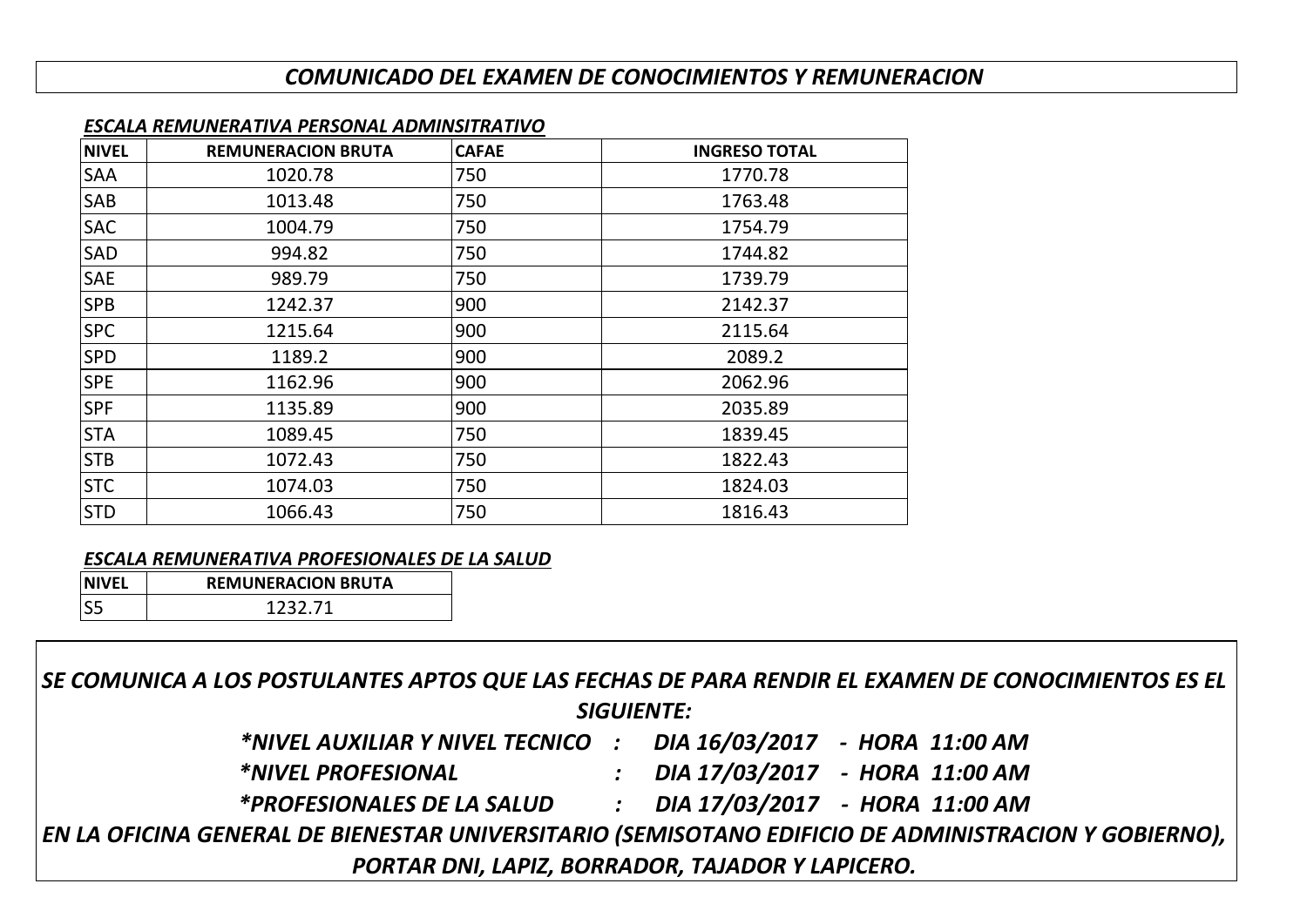# *COMUNICADO DEL EXAMEN DE CONOCIMIENTOS Y REMUNERACION*

***ESCALA REMUNERATIVA PERSONAL ADMINSITRATIVO***

| NIVEL | REMUNERACION BRUTA | CAFAE | INGRESO TOTAL |
|---|---|---|---|
| SAA | 1020.78 | 750 | 1770.78 |
| SAB | 1013.48 | 750 | 1763.48 |
| SAC | 1004.79 | 750 | 1754.79 |
| SAD | 994.82 | 750 | 1744.82 |
| SAE | 989.79 | 750 | 1739.79 |
| SPB | 1242.37 | 900 | 2142.37 |
| SPC | 1215.64 | 900 | 2115.64 |
| SPD | 1189.2 | 900 | 2089.2 |
| SPE | 1162.96 | 900 | 2062.96 |
| SPF | 1135.89 | 900 | 2035.89 |
| STA | 1089.45 | 750 | 1839.45 |
| STB | 1072.43 | 750 | 1822.43 |
| STC | 1074.03 | 750 | 1824.03 |
| STD | 1066.43 | 750 | 1816.43 |

***ESCALA REMUNERATIVA PROFESIONALES DE LA SALUD***

| NIVEL | REMUNERACION BRUTA |
|---|---|
| S5 | 1232.71 |

***SE COMUNICA A LOS POSTULANTES APTOS QUE LAS FECHAS DE PARA RENDIR EL EXAMEN DE CONOCIMIENTOS ES EL SIGUIENTE:***

****NIVEL AUXILIAR Y NIVEL TECNICO : DIA 16/03/2017 - HORA 11:00 AM***

****NIVEL PROFESIONAL : DIA 17/03/2017 - HORA 11:00 AM***

****PROFESIONALES DE LA SALUD : DIA 17/03/2017 - HORA 11:00 AM***

***EN LA OFICINA GENERAL DE BIENESTAR UNIVERSITARIO (SEMISOTANO EDIFICIO DE ADMINISTRACION Y GOBIERNO), PORTAR DNI, LAPIZ, BORRADOR, TAJADOR Y LAPICERO.***